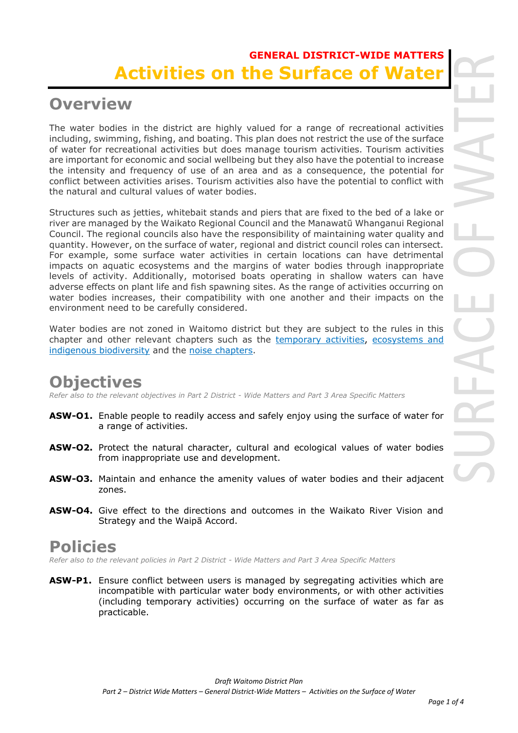GENERAL DISTRICT-WIDE MATTERS

# Activities on the Surface of Water

## Overview

The water bodies in the district are highly valued for a range of recreational activities including, swimming, fishing, and boating. This plan does not restrict the use of the surface of water for recreational activities but does manage tourism activities. Tourism activities are important for economic and social wellbeing but they also have the potential to increase the intensity and frequency of use of an area and as a consequence, the potential for conflict between activities arises. Tourism activities also have the potential to conflict with the natural and cultural values of water bodies.

Structures such as jetties, whitebait stands and piers that are fixed to the bed of a lake or river are managed by the Waikato Regional Council and the Manawatū Whanganui Regional Council. The regional councils also have the responsibility of maintaining water quality and quantity. However, on the surface of water, regional and district council roles can intersect. For example, some surface water activities in certain locations can have detrimental impacts on aquatic ecosystems and the margins of water bodies through inappropriate levels of activity. Additionally, motorised boats operating in shallow waters can have adverse effects on plant life and fish spawning sites. As the range of activities occurring on water bodies increases, their compatibility with one another and their impacts on the environment need to be carefully considered.

Water bodies are not zoned in Waitomo district but they are subject to the rules in this chapter and other relevant chapters such as the temporary activities, ecosystems and indigenous biodiversity and the noise chapters.

## Objectives

*Refer also to the relevant objectives in Part 2 District - Wide Matters and Part 3 Area Specific Matters*

**ASW-O1.** Enable people to readily access and safely enjoy using the surface of water for a range of activities.

**ASW-O2.** Protect the natural character, cultural and ecological values of water bodies from inappropriate use and development.

**ASW-O3.** Maintain and enhance the amenity values of water bodies and their adjacent zones.

**ASW-O4.** Give effect to the directions and outcomes in the Waikato River Vision and Strategy and the Waipā Accord.

## Policies

*Refer also to the relevant policies in Part 2 District - Wide Matters and Part 3 Area Specific Matters*

**ASW-P1.** Ensure conflict between users is managed by segregating activities which are incompatible with particular water body environments, or with other activities (including temporary activities) occurring on the surface of water as far as practicable.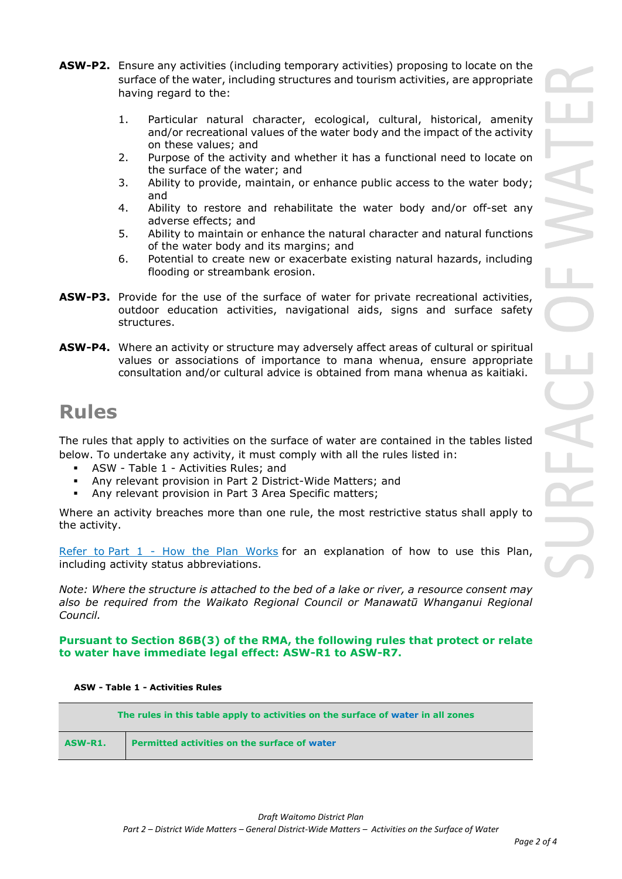**ASW-P2.** Ensure any activities (including temporary activities) proposing to locate on the surface of the water, including structures and tourism activities, are appropriate having regard to the:

1. Particular natural character, ecological, cultural, historical, amenity and/or recreational values of the water body and the impact of the activity on these values; and
2. Purpose of the activity and whether it has a functional need to locate on the surface of the water; and
3. Ability to provide, maintain, or enhance public access to the water body; and
4. Ability to restore and rehabilitate the water body and/or off-set any adverse effects; and
5. Ability to maintain or enhance the natural character and natural functions of the water body and its margins; and
6. Potential to create new or exacerbate existing natural hazards, including flooding or streambank erosion.

**ASW-P3.** Provide for the use of the surface of water for private recreational activities, outdoor education activities, navigational aids, signs and surface safety structures.

**ASW-P4.** Where an activity or structure may adversely affect areas of cultural or spiritual values or associations of importance to mana whenua, ensure appropriate consultation and/or cultural advice is obtained from mana whenua as kaitiaki.

# Rules

The rules that apply to activities on the surface of water are contained in the tables listed below. To undertake any activity, it must comply with all the rules listed in:

- ASW - Table 1 - Activities Rules; and
- Any relevant provision in Part 2 District-Wide Matters; and
- Any relevant provision in Part 3 Area Specific matters;

Where an activity breaches more than one rule, the most restrictive status shall apply to the activity.

Refer to Part 1 - How the Plan Works for an explanation of how to use this Plan, including activity status abbreviations.

*Note: Where the structure is attached to the bed of a lake or river, a resource consent may also be required from the Waikato Regional Council or Manawatū Whanganui Regional Council.*

**Pursuant to Section 86B(3) of the RMA, the following rules that protect or relate to water have immediate legal effect: ASW-R1 to ASW-R7.**

**ASW - Table 1 - Activities Rules**

| **The rules in this table apply to activities on the surface of water in all zones** | |
|---|---|
| **ASW-R1.** | **Permitted activities on the surface of water** |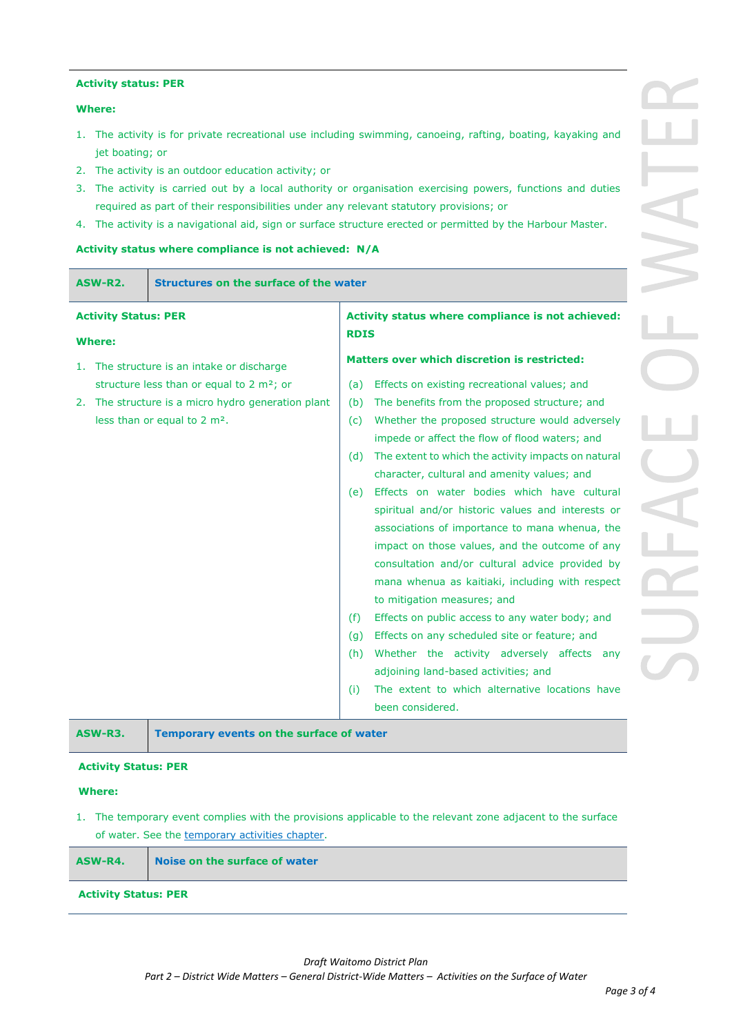**Activity status: PER**

**Where:**

1. The activity is for private recreational use including swimming, canoeing, rafting, boating, kayaking and jet boating; or
2. The activity is an outdoor education activity; or
3. The activity is carried out by a local authority or organisation exercising powers, functions and duties required as part of their responsibilities under any relevant statutory provisions; or
4. The activity is a navigational aid, sign or surface structure erected or permitted by the Harbour Master.

**Activity status where compliance is not achieved: N/A**

| **ASW-R2.** | **Structures on the surface of the water** |
| --- | --- |
| **Activity Status: PER**<br><br>**Where:**<br><br>1. The structure is an intake or discharge structure less than or equal to 2 m²; or<br>2. The structure is a micro hydro generation plant less than or equal to 2 m². | **Activity status where compliance is not achieved: RDIS**<br><br>**Matters over which discretion is restricted:**<br><br>(a) Effects on existing recreational values; and<br>(b) The benefits from the proposed structure; and<br>(c) Whether the proposed structure would adversely impede or affect the flow of flood waters; and<br>(d) The extent to which the activity impacts on natural character, cultural and amenity values; and<br>(e) Effects on water bodies which have cultural spiritual and/or historic values and interests or associations of importance to mana whenua, the impact on those values, and the outcome of any consultation and/or cultural advice provided by mana whenua as kaitiaki, including with respect to mitigation measures; and<br>(f) Effects on public access to any water body; and<br>(g) Effects on any scheduled site or feature; and<br>(h) Whether the activity adversely affects any adjoining land-based activities; and<br>(i) The extent to which alternative locations have been considered. |

| **ASW-R3.** | **Temporary events on the surface of water** |
| --- | --- |

**Activity Status: PER**

**Where:**

1. The temporary event complies with the provisions applicable to the relevant zone adjacent to the surface of water. See the temporary activities chapter.

| **ASW-R4.** | **Noise on the surface of water** |
| --- | --- |

**Activity Status: PER**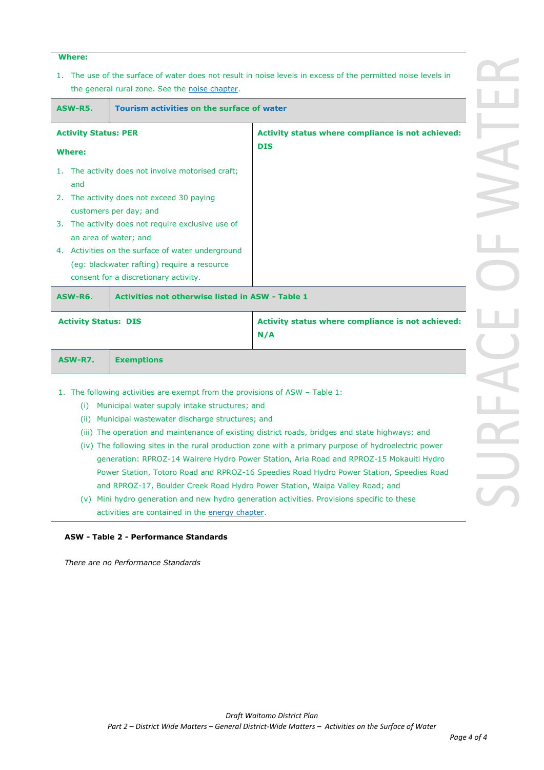**Where:**

1. The use of the surface of water does not result in noise levels in excess of the permitted noise levels in the general rural zone. See the noise chapter.

| ASW-R5. | Tourism activities on the surface of water |
|---|---|
| **Activity Status: PER**<br><br>**Where:**<br><br>1. The activity does not involve motorised craft; and<br>2. The activity does not exceed 30 paying customers per day; and<br>3. The activity does not require exclusive use of an area of water; and<br>4. Activities on the surface of water underground (eg: blackwater rafting) require a resource consent for a discretionary activity. | **Activity status where compliance is not achieved: DIS** |

| ASW-R6. | Activities not otherwise listed in ASW - Table 1 |
|---|---|
| **Activity Status: DIS** | **Activity status where compliance is not achieved: N/A** |

| ASW-R7. | Exemptions |
|---|---|

1. The following activities are exempt from the provisions of ASW – Table 1:
   (i) Municipal water supply intake structures; and
   (ii) Municipal wastewater discharge structures; and
   (iii) The operation and maintenance of existing district roads, bridges and state highways; and
   (iv) The following sites in the rural production zone with a primary purpose of hydroelectric power generation: RPROZ-14 Wairere Hydro Power Station, Aria Road and RPROZ-15 Mokauiti Hydro Power Station, Totoro Road and RPROZ-16 Speedies Road Hydro Power Station, Speedies Road and RPROZ-17, Boulder Creek Road Hydro Power Station, Waipa Valley Road; and
   (v) Mini hydro generation and new hydro generation activities. Provisions specific to these activities are contained in the energy chapter.

**ASW - Table 2 - Performance Standards**

*There are no Performance Standards*